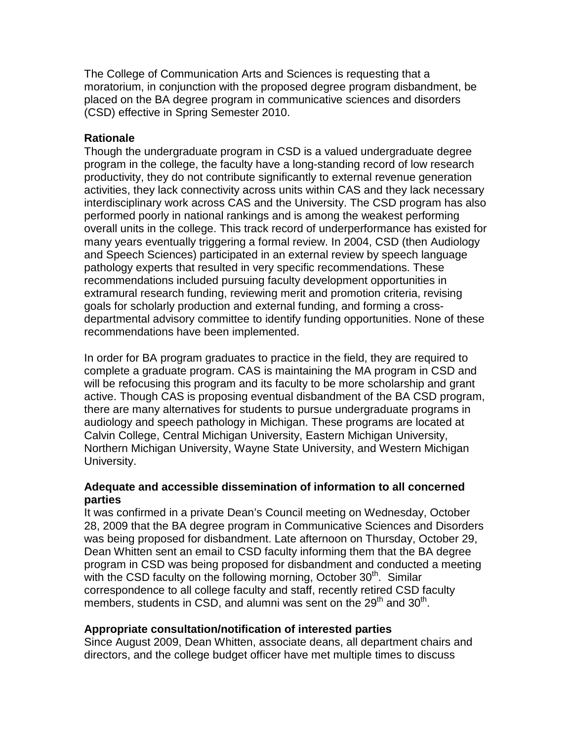The College of Communication Arts and Sciences is requesting that a moratorium, in conjunction with the proposed degree program disbandment, be placed on the BA degree program in communicative sciences and disorders (CSD) effective in Spring Semester 2010.

**Rationale**

Though the undergraduate program in CSD is a valued undergraduate degree program in the college, the faculty have a long-standing record of low research productivity, they do not contribute significantly to external revenue generation activities, they lack connectivity across units within CAS and they lack necessary interdisciplinary work across CAS and the University. The CSD program has also performed poorly in national rankings and is among the weakest performing overall units in the college. This track record of underperformance has existed for many years eventually triggering a formal review. In 2004, CSD (then Audiology and Speech Sciences) participated in an external review by speech language pathology experts that resulted in very specific recommendations. These recommendations included pursuing faculty development opportunities in extramural research funding, reviewing merit and promotion criteria, revising goals for scholarly production and external funding, and forming a cross-departmental advisory committee to identify funding opportunities. None of these recommendations have been implemented.

In order for BA program graduates to practice in the field, they are required to complete a graduate program. CAS is maintaining the MA program in CSD and will be refocusing this program and its faculty to be more scholarship and grant active. Though CAS is proposing eventual disbandment of the BA CSD program, there are many alternatives for students to pursue undergraduate programs in audiology and speech pathology in Michigan. These programs are located at Calvin College, Central Michigan University, Eastern Michigan University, Northern Michigan University, Wayne State University, and Western Michigan University.

**Adequate and accessible dissemination of information to all concerned parties**

It was confirmed in a private Dean's Council meeting on Wednesday, October 28, 2009 that the BA degree program in Communicative Sciences and Disorders was being proposed for disbandment. Late afternoon on Thursday, October 29, Dean Whitten sent an email to CSD faculty informing them that the BA degree program in CSD was being proposed for disbandment and conducted a meeting with the CSD faculty on the following morning, October 30th. Similar correspondence to all college faculty and staff, recently retired CSD faculty members, students in CSD, and alumni was sent on the 29th and 30th.

**Appropriate consultation/notification of interested parties**

Since August 2009, Dean Whitten, associate deans, all department chairs and directors, and the college budget officer have met multiple times to discuss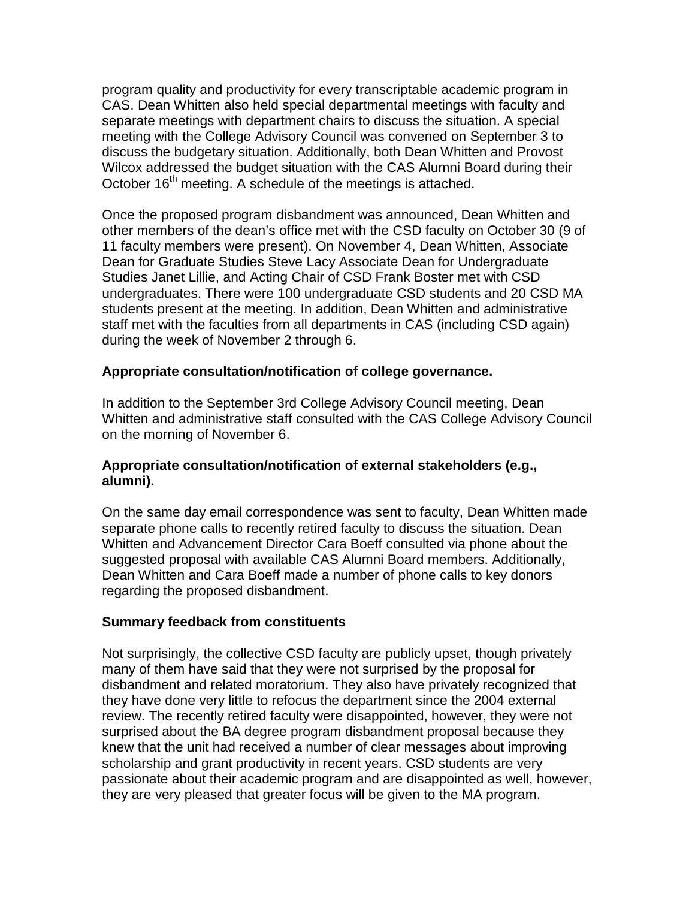program quality and productivity for every transcriptable academic program in CAS. Dean Whitten also held special departmental meetings with faculty and separate meetings with department chairs to discuss the situation. A special meeting with the College Advisory Council was convened on September 3 to discuss the budgetary situation. Additionally, both Dean Whitten and Provost Wilcox addressed the budget situation with the CAS Alumni Board during their October 16th meeting. A schedule of the meetings is attached.

Once the proposed program disbandment was announced, Dean Whitten and other members of the dean's office met with the CSD faculty on October 30 (9 of 11 faculty members were present). On November 4, Dean Whitten, Associate Dean for Graduate Studies Steve Lacy Associate Dean for Undergraduate Studies Janet Lillie, and Acting Chair of CSD Frank Boster met with CSD undergraduates. There were 100 undergraduate CSD students and 20 CSD MA students present at the meeting. In addition, Dean Whitten and administrative staff met with the faculties from all departments in CAS (including CSD again) during the week of November 2 through 6.

**Appropriate consultation/notification of college governance.**

In addition to the September 3rd College Advisory Council meeting, Dean Whitten and administrative staff consulted with the CAS College Advisory Council on the morning of November 6.

**Appropriate consultation/notification of external stakeholders (e.g., alumni).**

On the same day email correspondence was sent to faculty, Dean Whitten made separate phone calls to recently retired faculty to discuss the situation. Dean Whitten and Advancement Director Cara Boeff consulted via phone about the suggested proposal with available CAS Alumni Board members. Additionally, Dean Whitten and Cara Boeff made a number of phone calls to key donors regarding the proposed disbandment.

**Summary feedback from constituents**

Not surprisingly, the collective CSD faculty are publicly upset, though privately many of them have said that they were not surprised by the proposal for disbandment and related moratorium. They also have privately recognized that they have done very little to refocus the department since the 2004 external review. The recently retired faculty were disappointed, however, they were not surprised about the BA degree program disbandment proposal because they knew that the unit had received a number of clear messages about improving scholarship and grant productivity in recent years. CSD students are very passionate about their academic program and are disappointed as well, however, they are very pleased that greater focus will be given to the MA program.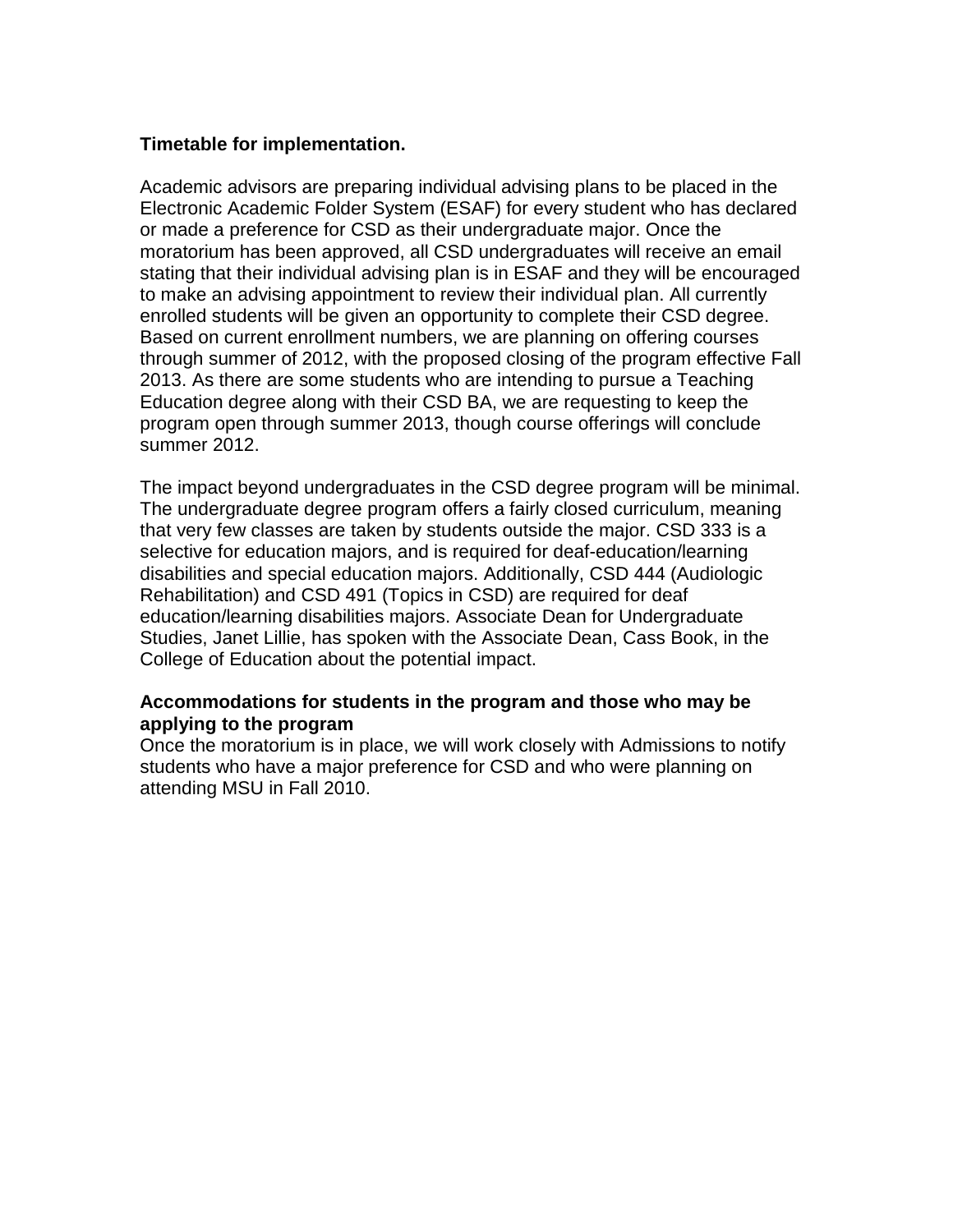**Timetable for implementation.**

Academic advisors are preparing individual advising plans to be placed in the Electronic Academic Folder System (ESAF) for every student who has declared or made a preference for CSD as their undergraduate major. Once the moratorium has been approved, all CSD undergraduates will receive an email stating that their individual advising plan is in ESAF and they will be encouraged to make an advising appointment to review their individual plan. All currently enrolled students will be given an opportunity to complete their CSD degree. Based on current enrollment numbers, we are planning on offering courses through summer of 2012, with the proposed closing of the program effective Fall 2013. As there are some students who are intending to pursue a Teaching Education degree along with their CSD BA, we are requesting to keep the program open through summer 2013, though course offerings will conclude summer 2012.

The impact beyond undergraduates in the CSD degree program will be minimal. The undergraduate degree program offers a fairly closed curriculum, meaning that very few classes are taken by students outside the major. CSD 333 is a selective for education majors, and is required for deaf-education/learning disabilities and special education majors. Additionally, CSD 444 (Audiologic Rehabilitation) and CSD 491 (Topics in CSD) are required for deaf education/learning disabilities majors. Associate Dean for Undergraduate Studies, Janet Lillie, has spoken with the Associate Dean, Cass Book, in the College of Education about the potential impact.

**Accommodations for students in the program and those who may be applying to the program**

Once the moratorium is in place, we will work closely with Admissions to notify students who have a major preference for CSD and who were planning on attending MSU in Fall 2010.